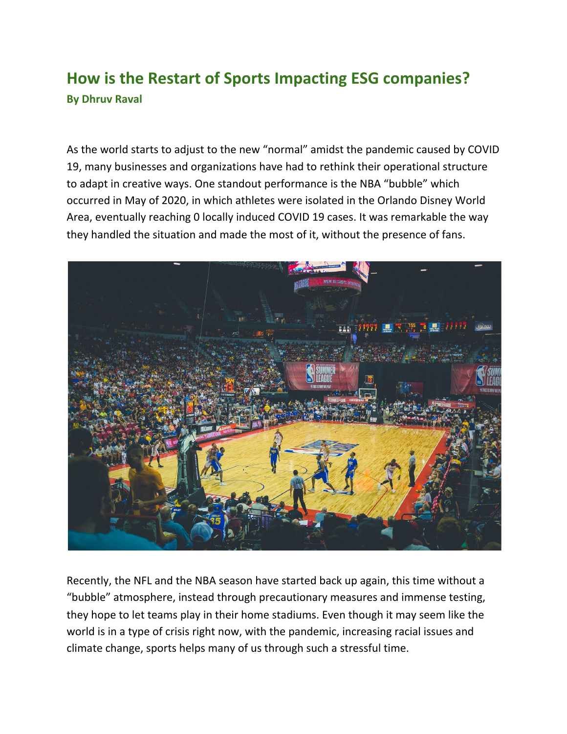# How is the Restart of Sports Impacting ESG companies?

**By Dhruv Raval**

As the world starts to adjust to the new "normal" amidst the pandemic caused by COVID 19, many businesses and organizations have had to rethink their operational structure to adapt in creative ways. One standout performance is the NBA "bubble" which occurred in May of 2020, in which athletes were isolated in the Orlando Disney World Area, eventually reaching 0 locally induced COVID 19 cases. It was remarkable the way they handled the situation and made the most of it, without the presence of fans.

Recently, the NFL and the NBA season have started back up again, this time without a "bubble" atmosphere, instead through precautionary measures and immense testing, they hope to let teams play in their home stadiums. Even though it may seem like the world is in a type of crisis right now, with the pandemic, increasing racial issues and climate change, sports helps many of us through such a stressful time.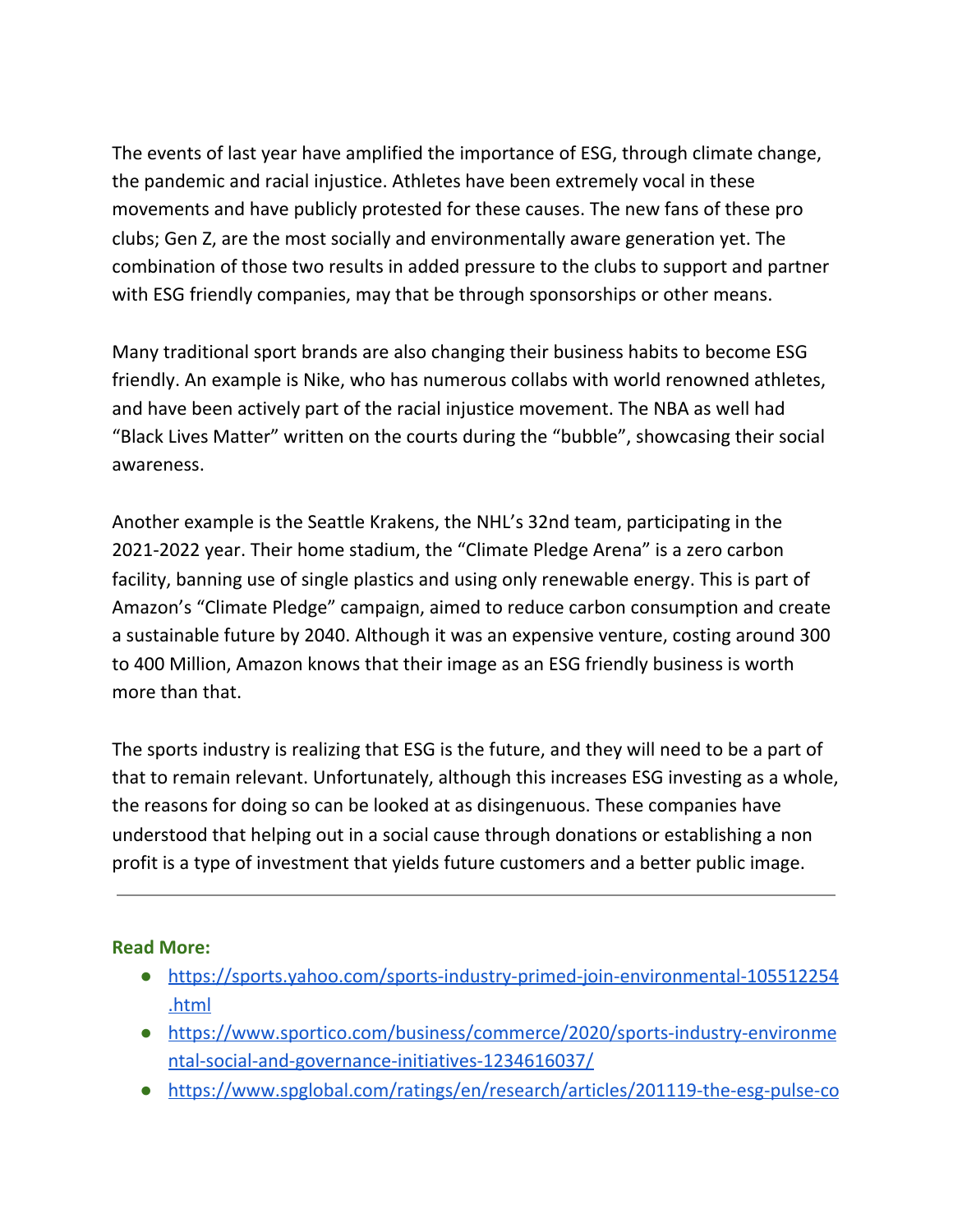The events of last year have amplified the importance of ESG, through climate change, the pandemic and racial injustice. Athletes have been extremely vocal in these movements and have publicly protested for these causes. The new fans of these pro clubs; Gen Z, are the most socially and environmentally aware generation yet. The combination of those two results in added pressure to the clubs to support and partner with ESG friendly companies, may that be through sponsorships or other means.

Many traditional sport brands are also changing their business habits to become ESG friendly. An example is Nike, who has numerous collabs with world renowned athletes, and have been actively part of the racial injustice movement. The NBA as well had "Black Lives Matter" written on the courts during the "bubble", showcasing their social awareness.

Another example is the Seattle Krakens, the NHL's 32nd team, participating in the 2021-2022 year. Their home stadium, the "Climate Pledge Arena" is a zero carbon facility, banning use of single plastics and using only renewable energy. This is part of Amazon's "Climate Pledge" campaign, aimed to reduce carbon consumption and create a sustainable future by 2040. Although it was an expensive venture, costing around 300 to 400 Million, Amazon knows that their image as an ESG friendly business is worth more than that.

The sports industry is realizing that ESG is the future, and they will need to be a part of that to remain relevant. Unfortunately, although this increases ESG investing as a whole, the reasons for doing so can be looked at as disingenuous. These companies have understood that helping out in a social cause through donations or establishing a non profit is a type of investment that yields future customers and a better public image.

---

**Read More:**

- https://sports.yahoo.com/sports-industry-primed-join-environmental-105512254.html
- https://www.sportico.com/business/commerce/2020/sports-industry-environmental-social-and-governance-initiatives-1234616037/
- https://www.spglobal.com/ratings/en/research/articles/201119-the-esg-pulse-co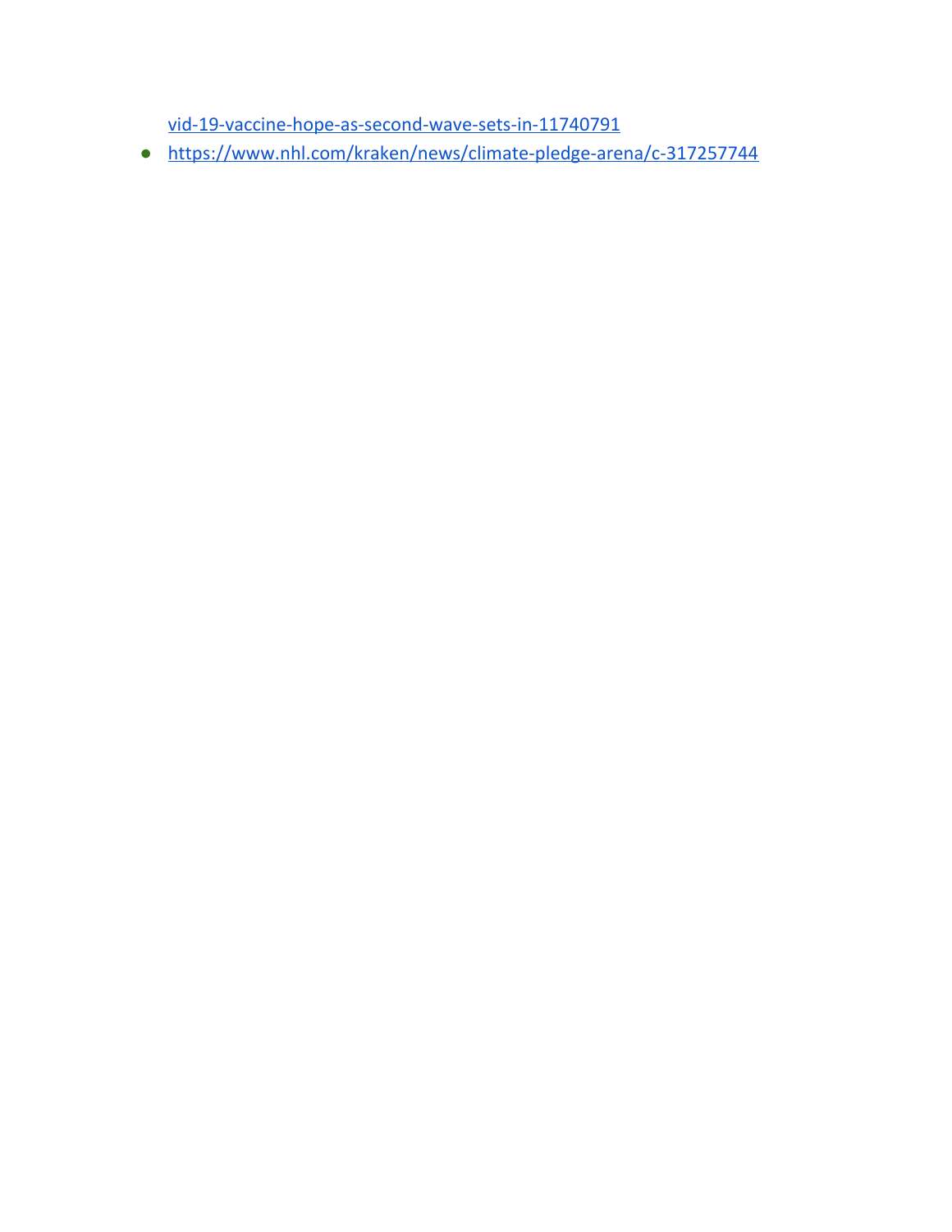vid-19-vaccine-hope-as-second-wave-sets-in-11740791

- https://www.nhl.com/kraken/news/climate-pledge-arena/c-317257744